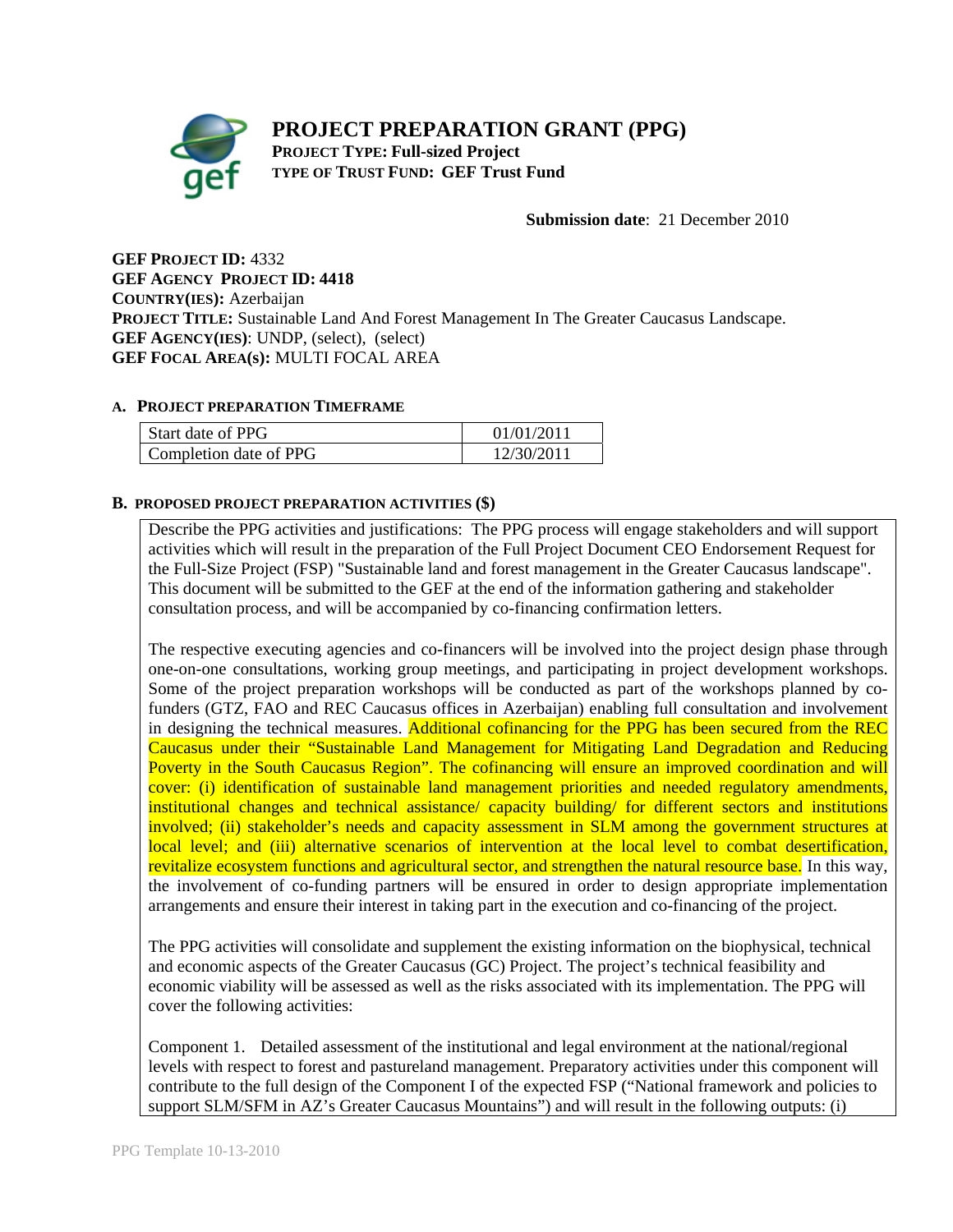# PROJECT PREPARATION GRANT (PPG)

**PROJECT TYPE: Full-sized Project**
**TYPE OF TRUST FUND: GEF Trust Fund**

**Submission date**: 21 December 2010

**GEF PROJECT ID:** 4332
**GEF AGENCY PROJECT ID: 4418**
**COUNTRY(IES):** Azerbaijan
**PROJECT TITLE:** Sustainable Land And Forest Management In The Greater Caucasus Landscape.
**GEF AGENCY(IES)**: UNDP, (select), (select)
**GEF FOCAL AREA(s):** MULTI FOCAL AREA

#### A. PROJECT PREPARATION TIMEFRAME

| | |
|---|---|
| Start date of PPG | 01/01/2011 |
| Completion date of PPG | 12/30/2011 |

#### B. PROPOSED PROJECT PREPARATION ACTIVITIES ($)

Describe the PPG activities and justifications: The PPG process will engage stakeholders and will support activities which will result in the preparation of the Full Project Document CEO Endorsement Request for the Full-Size Project (FSP) "Sustainable land and forest management in the Greater Caucasus landscape". This document will be submitted to the GEF at the end of the information gathering and stakeholder consultation process, and will be accompanied by co-financing confirmation letters.

The respective executing agencies and co-financers will be involved into the project design phase through one-on-one consultations, working group meetings, and participating in project development workshops. Some of the project preparation workshops will be conducted as part of the workshops planned by co-funders (GTZ, FAO and REC Caucasus offices in Azerbaijan) enabling full consultation and involvement in designing the technical measures. Additional cofinancing for the PPG has been secured from the REC Caucasus under their "Sustainable Land Management for Mitigating Land Degradation and Reducing Poverty in the South Caucasus Region". The cofinancing will ensure an improved coordination and will cover: (i) identification of sustainable land management priorities and needed regulatory amendments, institutional changes and technical assistance/ capacity building/ for different sectors and institutions involved; (ii) stakeholder's needs and capacity assessment in SLM among the government structures at local level; and (iii) alternative scenarios of intervention at the local level to combat desertification, revitalize ecosystem functions and agricultural sector, and strengthen the natural resource base. In this way, the involvement of co-funding partners will be ensured in order to design appropriate implementation arrangements and ensure their interest in taking part in the execution and co-financing of the project.

The PPG activities will consolidate and supplement the existing information on the biophysical, technical and economic aspects of the Greater Caucasus (GC) Project. The project's technical feasibility and economic viability will be assessed as well as the risks associated with its implementation. The PPG will cover the following activities:

Component 1. Detailed assessment of the institutional and legal environment at the national/regional levels with respect to forest and pastureland management. Preparatory activities under this component will contribute to the full design of the Component I of the expected FSP ("National framework and policies to support SLM/SFM in AZ's Greater Caucasus Mountains") and will result in the following outputs: (i)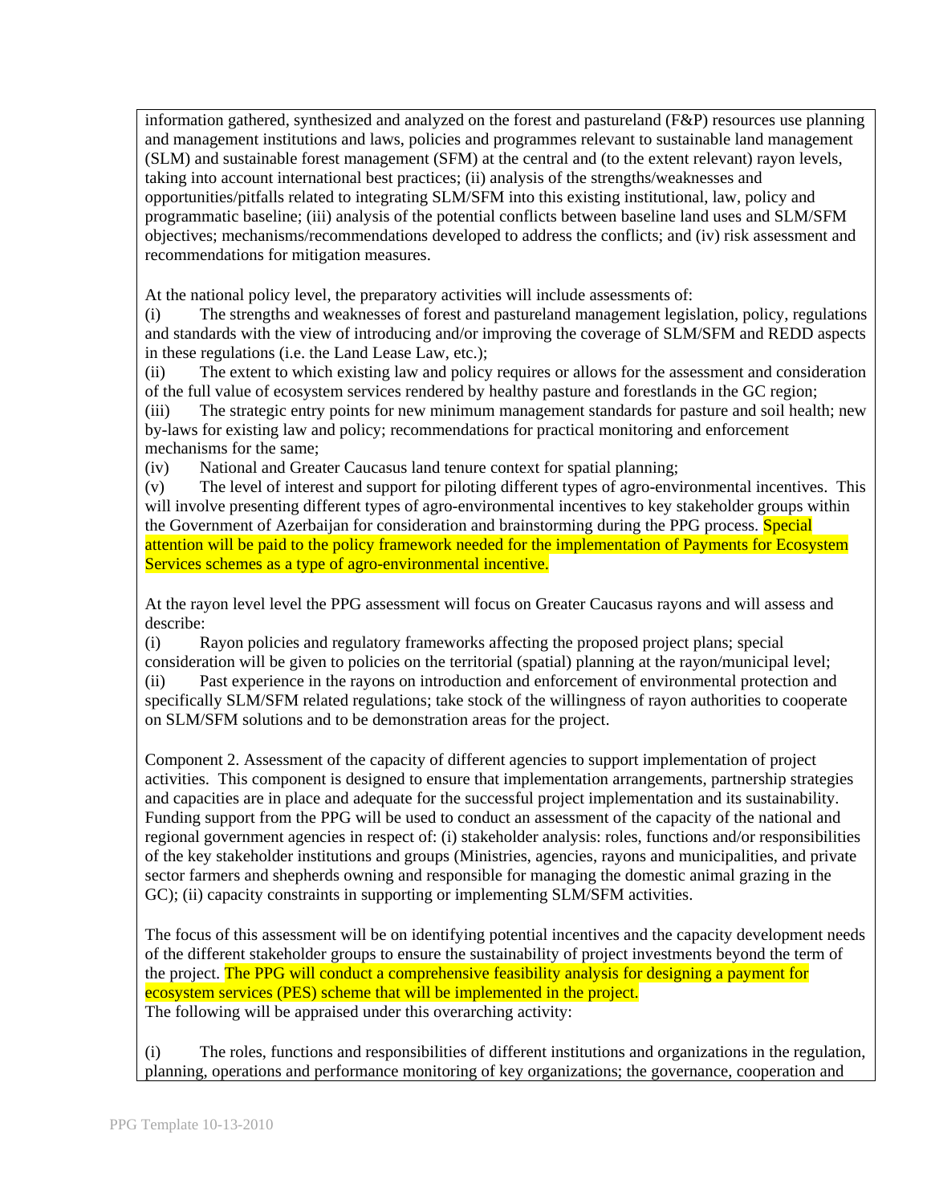information gathered, synthesized and analyzed on the forest and pastureland (F&P) resources use planning and management institutions and laws, policies and programmes relevant to sustainable land management (SLM) and sustainable forest management (SFM) at the central and (to the extent relevant) rayon levels, taking into account international best practices; (ii) analysis of the strengths/weaknesses and opportunities/pitfalls related to integrating SLM/SFM into this existing institutional, law, policy and programmatic baseline; (iii) analysis of the potential conflicts between baseline land uses and SLM/SFM objectives; mechanisms/recommendations developed to address the conflicts; and (iv) risk assessment and recommendations for mitigation measures.

At the national policy level, the preparatory activities will include assessments of:

(i) The strengths and weaknesses of forest and pastureland management legislation, policy, regulations and standards with the view of introducing and/or improving the coverage of SLM/SFM and REDD aspects in these regulations (i.e. the Land Lease Law, etc.);

(ii) The extent to which existing law and policy requires or allows for the assessment and consideration of the full value of ecosystem services rendered by healthy pasture and forestlands in the GC region;

(iii) The strategic entry points for new minimum management standards for pasture and soil health; new by-laws for existing law and policy; recommendations for practical monitoring and enforcement mechanisms for the same;

(iv) National and Greater Caucasus land tenure context for spatial planning;

(v) The level of interest and support for piloting different types of agro-environmental incentives. This will involve presenting different types of agro-environmental incentives to key stakeholder groups within the Government of Azerbaijan for consideration and brainstorming during the PPG process. Special attention will be paid to the policy framework needed for the implementation of Payments for Ecosystem Services schemes as a type of agro-environmental incentive.

At the rayon level level the PPG assessment will focus on Greater Caucasus rayons and will assess and describe:

(i) Rayon policies and regulatory frameworks affecting the proposed project plans; special consideration will be given to policies on the territorial (spatial) planning at the rayon/municipal level;

(ii) Past experience in the rayons on introduction and enforcement of environmental protection and specifically SLM/SFM related regulations; take stock of the willingness of rayon authorities to cooperate on SLM/SFM solutions and to be demonstration areas for the project.

Component 2. Assessment of the capacity of different agencies to support implementation of project activities. This component is designed to ensure that implementation arrangements, partnership strategies and capacities are in place and adequate for the successful project implementation and its sustainability. Funding support from the PPG will be used to conduct an assessment of the capacity of the national and regional government agencies in respect of: (i) stakeholder analysis: roles, functions and/or responsibilities of the key stakeholder institutions and groups (Ministries, agencies, rayons and municipalities, and private sector farmers and shepherds owning and responsible for managing the domestic animal grazing in the GC); (ii) capacity constraints in supporting or implementing SLM/SFM activities.

The focus of this assessment will be on identifying potential incentives and the capacity development needs of the different stakeholder groups to ensure the sustainability of project investments beyond the term of the project. The PPG will conduct a comprehensive feasibility analysis for designing a payment for ecosystem services (PES) scheme that will be implemented in the project.
The following will be appraised under this overarching activity:

(i) The roles, functions and responsibilities of different institutions and organizations in the regulation, planning, operations and performance monitoring of key organizations; the governance, cooperation and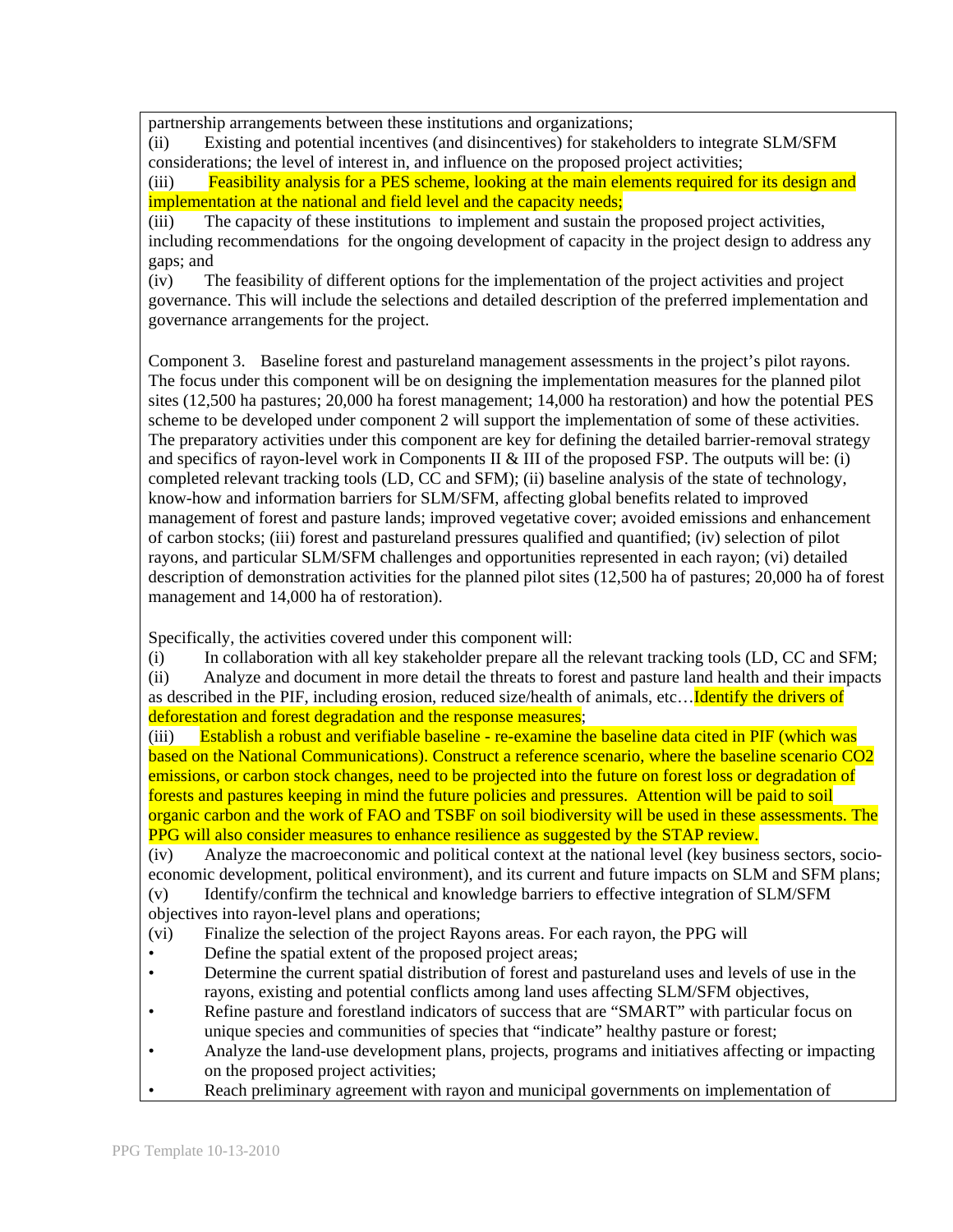partnership arrangements between these institutions and organizations;

(ii) Existing and potential incentives (and disincentives) for stakeholders to integrate SLM/SFM considerations; the level of interest in, and influence on the proposed project activities;

(iii) Feasibility analysis for a PES scheme, looking at the main elements required for its design and implementation at the national and field level and the capacity needs;

(iii) The capacity of these institutions to implement and sustain the proposed project activities, including recommendations for the ongoing development of capacity in the project design to address any gaps; and

(iv) The feasibility of different options for the implementation of the project activities and project governance. This will include the selections and detailed description of the preferred implementation and governance arrangements for the project.

Component 3. Baseline forest and pastureland management assessments in the project's pilot rayons. The focus under this component will be on designing the implementation measures for the planned pilot sites (12,500 ha pastures; 20,000 ha forest management; 14,000 ha restoration) and how the potential PES scheme to be developed under component 2 will support the implementation of some of these activities. The preparatory activities under this component are key for defining the detailed barrier-removal strategy and specifics of rayon-level work in Components II & III of the proposed FSP. The outputs will be: (i) completed relevant tracking tools (LD, CC and SFM); (ii) baseline analysis of the state of technology, know-how and information barriers for SLM/SFM, affecting global benefits related to improved management of forest and pasture lands; improved vegetative cover; avoided emissions and enhancement of carbon stocks; (iii) forest and pastureland pressures qualified and quantified; (iv) selection of pilot rayons, and particular SLM/SFM challenges and opportunities represented in each rayon; (vi) detailed description of demonstration activities for the planned pilot sites (12,500 ha of pastures; 20,000 ha of forest management and 14,000 ha of restoration).

Specifically, the activities covered under this component will:

(i) In collaboration with all key stakeholder prepare all the relevant tracking tools (LD, CC and SFM;

(ii) Analyze and document in more detail the threats to forest and pasture land health and their impacts as described in the PIF, including erosion, reduced size/health of animals, etc…Identify the drivers of deforestation and forest degradation and the response measures;

(iii) Establish a robust and verifiable baseline - re-examine the baseline data cited in PIF (which was based on the National Communications). Construct a reference scenario, where the baseline scenario CO2 emissions, or carbon stock changes, need to be projected into the future on forest loss or degradation of forests and pastures keeping in mind the future policies and pressures. Attention will be paid to soil organic carbon and the work of FAO and TSBF on soil biodiversity will be used in these assessments. The PPG will also consider measures to enhance resilience as suggested by the STAP review.

(iv) Analyze the macroeconomic and political context at the national level (key business sectors, socio-economic development, political environment), and its current and future impacts on SLM and SFM plans;

(v) Identify/confirm the technical and knowledge barriers to effective integration of SLM/SFM objectives into rayon-level plans and operations;

(vi) Finalize the selection of the project Rayons areas. For each rayon, the PPG will

- Define the spatial extent of the proposed project areas;
- Determine the current spatial distribution of forest and pastureland uses and levels of use in the rayons, existing and potential conflicts among land uses affecting SLM/SFM objectives,
- Refine pasture and forestland indicators of success that are "SMART" with particular focus on unique species and communities of species that "indicate" healthy pasture or forest;
- Analyze the land-use development plans, projects, programs and initiatives affecting or impacting on the proposed project activities;
- Reach preliminary agreement with rayon and municipal governments on implementation of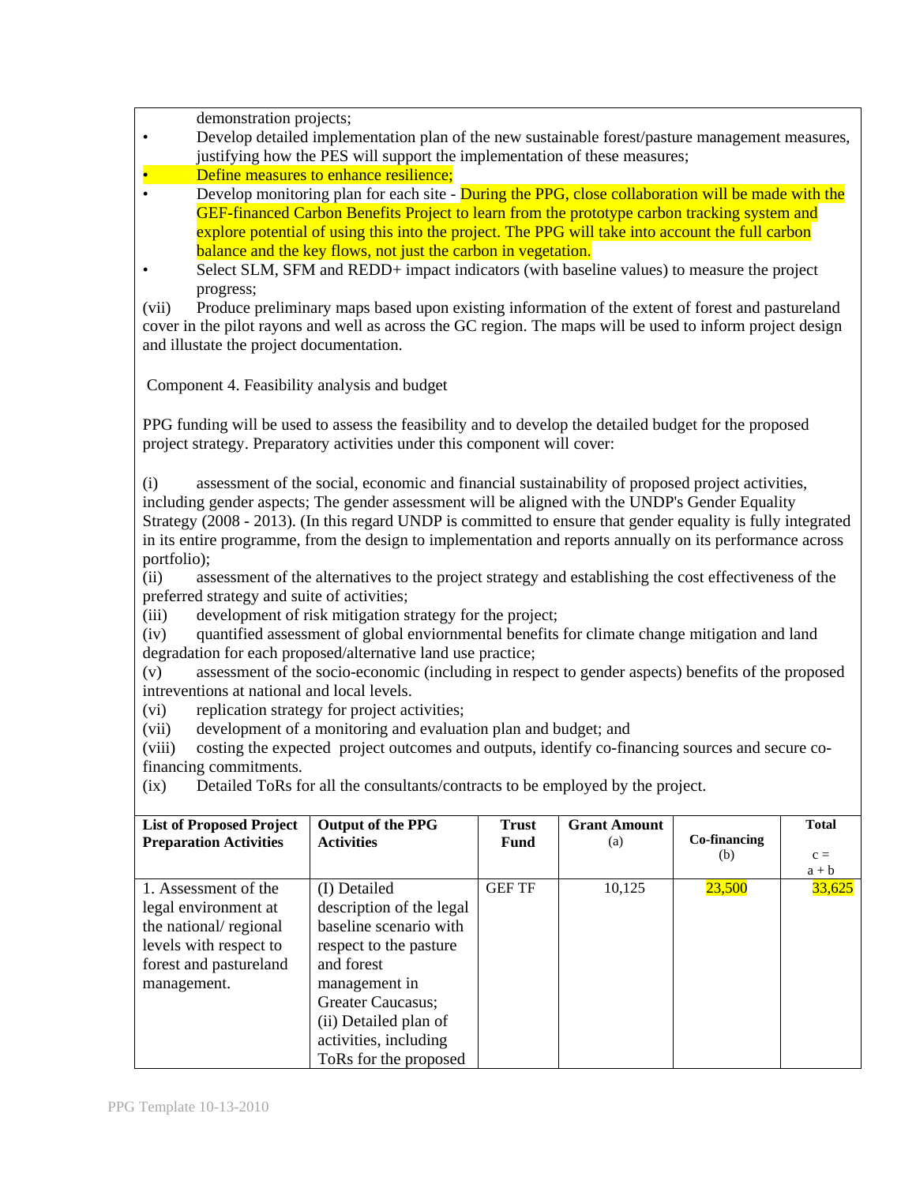demonstration projects;

- Develop detailed implementation plan of the new sustainable forest/pasture management measures, justifying how the PES will support the implementation of these measures;
- Define measures to enhance resilience;
- Develop monitoring plan for each site - During the PPG, close collaboration will be made with the GEF-financed Carbon Benefits Project to learn from the prototype carbon tracking system and explore potential of using this into the project. The PPG will take into account the full carbon balance and the key flows, not just the carbon in vegetation.
- Select SLM, SFM and REDD+ impact indicators (with baseline values) to measure the project progress;

(vii) Produce preliminary maps based upon existing information of the extent of forest and pastureland cover in the pilot rayons and well as across the GC region. The maps will be used to inform project design and illustate the project documentation.

Component 4. Feasibility analysis and budget

PPG funding will be used to assess the feasibility and to develop the detailed budget for the proposed project strategy. Preparatory activities under this component will cover:

(i) assessment of the social, economic and financial sustainability of proposed project activities, including gender aspects; The gender assessment will be aligned with the UNDP's Gender Equality Strategy (2008 - 2013). (In this regard UNDP is committed to ensure that gender equality is fully integrated in its entire programme, from the design to implementation and reports annually on its performance across portfolio);
(ii) assessment of the alternatives to the project strategy and establishing the cost effectiveness of the preferred strategy and suite of activities;
(iii) development of risk mitigation strategy for the project;
(iv) quantified assessment of global enviornmental benefits for climate change mitigation and land degradation for each proposed/alternative land use practice;
(v) assessment of the socio-economic (including in respect to gender aspects) benefits of the proposed intreventions at national and local levels.
(vi) replication strategy for project activities;
(vii) development of a monitoring and evaluation plan and budget; and
(viii) costing the expected project outcomes and outputs, identify co-financing sources and secure co-financing commitments.
(ix) Detailed ToRs for all the consultants/contracts to be employed by the project.

| **List of Proposed Project Preparation Activities** | **Output of the PPG Activities** | **Trust Fund** | **Grant Amount** (a) | **Co-financing** (b) | **Total** c = a + b |
|---|---|---|---|---|---|
| 1. Assessment of the legal environment at the national/ regional levels with respect to forest and pastureland management. | (I) Detailed description of the legal baseline scenario with respect to the pasture and forest management in Greater Caucasus; (ii) Detailed plan of activities, including ToRs for the proposed | GEF TF | 10,125 | 23,500 | 33,625 |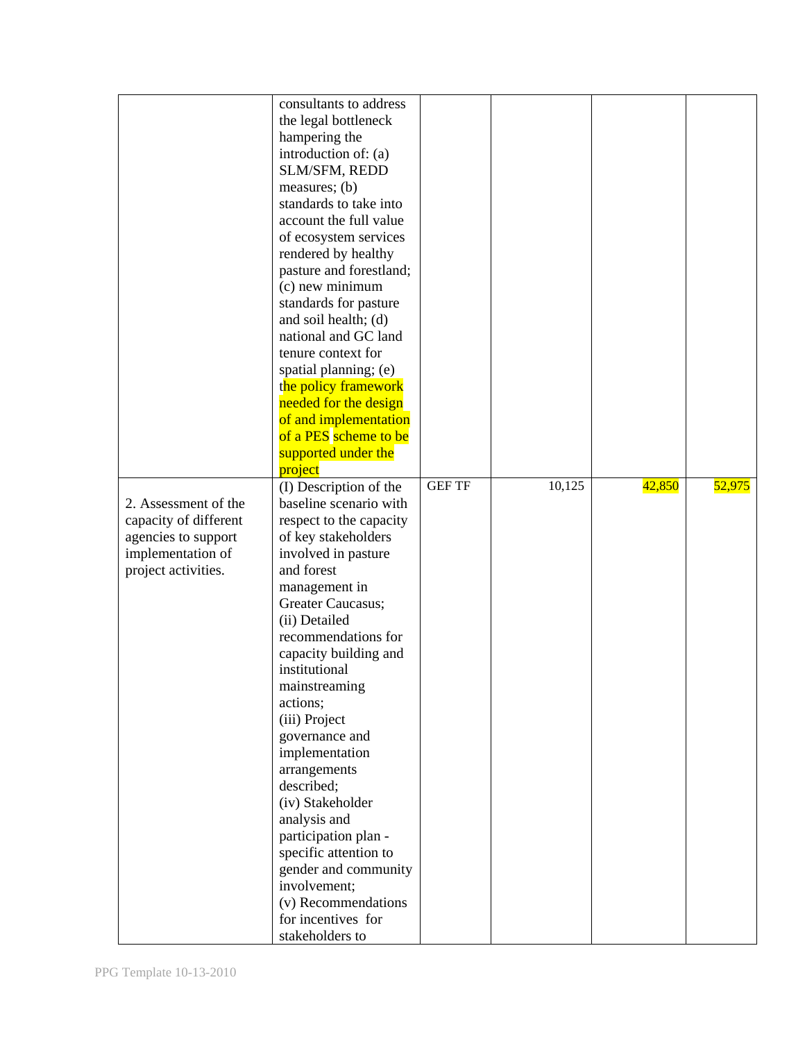| | | | | | |
|---|---|---|---|---|---|
| | consultants to address the legal bottleneck hampering the introduction of: (a) SLM/SFM, REDD measures; (b) standards to take into account the full value of ecosystem services rendered by healthy pasture and forestland; (c) new minimum standards for pasture and soil health; (d) national and GC land tenure context for spatial planning; (e) the policy framework needed for the design of and implementation of a PES scheme to be supported under the project | | | | |
| 2. Assessment of the capacity of different agencies to support implementation of project activities. | (I) Description of the baseline scenario with respect to the capacity of key stakeholders involved in pasture and forest management in Greater Caucasus;<br>(ii) Detailed recommendations for capacity building and institutional mainstreaming actions;<br>(iii) Project governance and implementation arrangements described;<br>(iv) Stakeholder analysis and participation plan - specific attention to gender and community involvement;<br>(v) Recommendations for incentives for stakeholders to | GEF TF | 10,125 | 42,850 | 52,975 |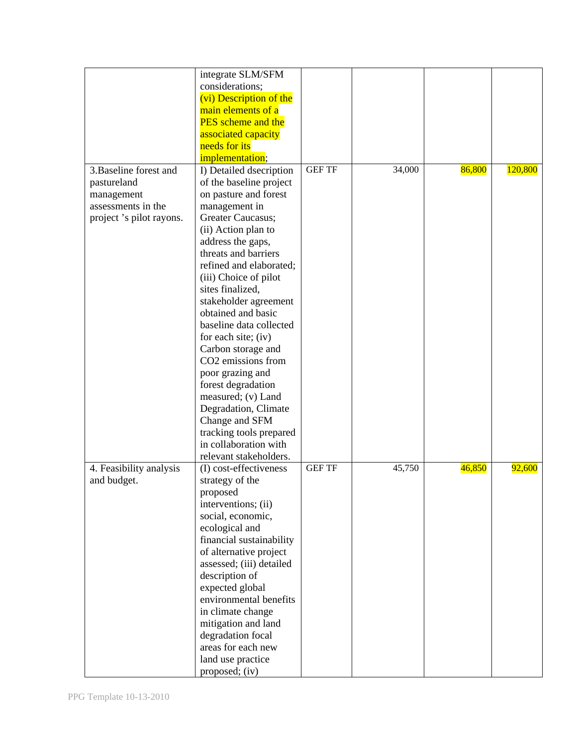| | | | | | |
|---|---|---|---|---|---|
| | integrate SLM/SFM considerations; (vi) Description of the main elements of a PES scheme and the associated capacity needs for its implementation; | | | | |
| 3.Baseline forest and pastureland management assessments in the project 's pilot rayons. | I) Detailed dscription of the baseline project on pasture and forest management in Greater Caucasus; (ii) Action plan to address the gaps, threats and barriers refined and elaborated; (iii) Choice of pilot sites finalized, stakeholder agreement obtained and basic baseline data collected for each site; (iv) Carbon storage and $CO_2$ emissions from poor grazing and forest degradation measured; (v) Land Degradation, Climate Change and SFM tracking tools prepared in collaboration with relevant stakeholders. | GEF TF | 34,000 | 86,800 | 120,800 |
| 4. Feasibility analysis and budget. | (I) cost-effectiveness strategy of the proposed interventions; (ii) social, economic, ecological and financial sustainability of alternative project assessed; (iii) detailed description of expected global environmental benefits in climate change mitigation and land degradation focal areas for each new land use practice proposed; (iv) | GEF TF | 45,750 | 46,850 | 92,600 |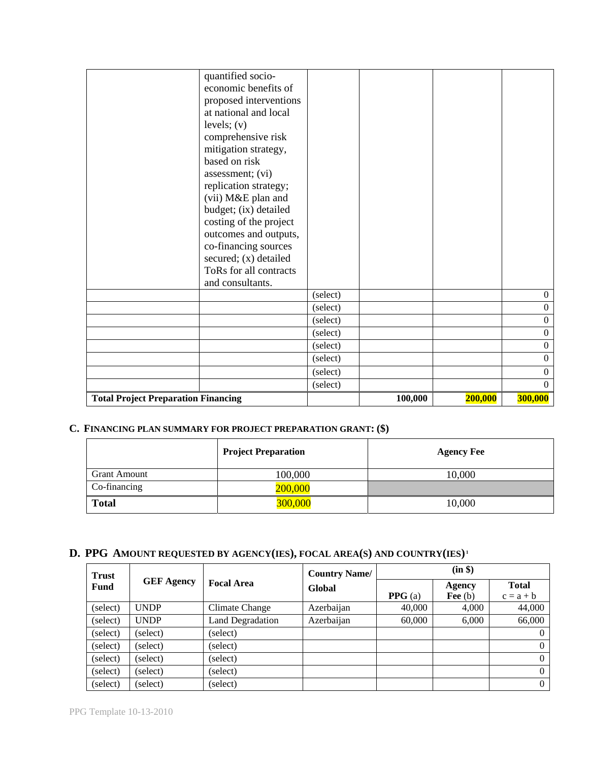|  |  |  |  |  |  |
| --- | --- | --- | --- | --- | --- |
|  | quantified socio-economic benefits of proposed interventions at national and local levels; (v) comprehensive risk mitigation strategy, based on risk assessment; (vi) replication strategy; (vii) M&E plan and budget; (ix) detailed costing of the project outcomes and outputs, co-financing sources secured; (x) detailed ToRs for all contracts and consultants. |  |  |  |  |
|  |  | (select) |  |  | 0 |
|  |  | (select) |  |  | 0 |
|  |  | (select) |  |  | 0 |
|  |  | (select) |  |  | 0 |
|  |  | (select) |  |  | 0 |
|  |  | (select) |  |  | 0 |
|  |  | (select) |  |  | 0 |
|  |  | (select) |  |  | 0 |
| **Total Project Preparation Financing** |  |  | **100,000** | **200,000** | **300,000** |

## C. FINANCING PLAN SUMMARY FOR PROJECT PREPARATION GRANT: ($)

|  | **Project Preparation** | **Agency Fee** |
| --- | --- | --- |
| Grant Amount | 100,000 | 10,000 |
| Co-financing | 200,000 |  |
| **Total** | 300,000 | 10,000 |

## D. PPG AMOUNT REQUESTED BY AGENCY(IES), FOCAL AREA(S) AND COUNTRY(IES)[1]

| Trust Fund | GEF Agency | Focal Area | Country Name/ Global | (in $) |  |  |
| --- | --- | --- | --- | --- | --- | --- |
|  |  |  |  | **PPG** (a) | **Agency Fee** (b) | **Total** c = a + b |
| (select) | UNDP | Climate Change | Azerbaijan | 40,000 | 4,000 | 44,000 |
| (select) | UNDP | Land Degradation | Azerbaijan | 60,000 | 6,000 | 66,000 |
| (select) | (select) | (select) |  |  |  | 0 |
| (select) | (select) | (select) |  |  |  | 0 |
| (select) | (select) | (select) |  |  |  | 0 |
| (select) | (select) | (select) |  |  |  | 0 |
| (select) | (select) | (select) |  |  |  | 0 |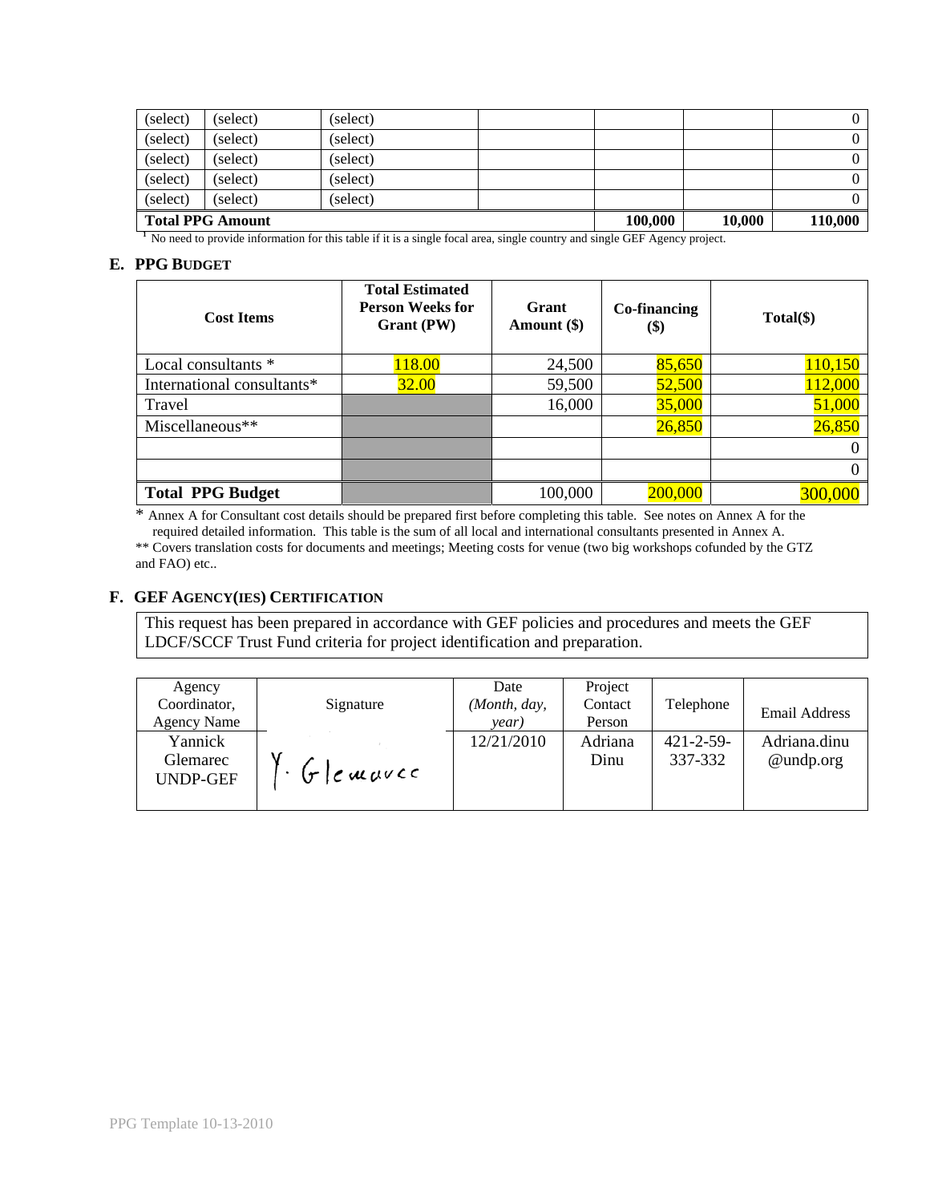| (select) | (select) | (select) | | | | 0 |
|---|---|---|---|---|---|---|
| (select) | (select) | (select) | | | | 0 |
| (select) | (select) | (select) | | | | 0 |
| (select) | (select) | (select) | | | | 0 |
| (select) | (select) | (select) | | | | 0 |
| **Total PPG Amount** | | | | **100,000** | **10,000** | **110,000** |

[1] No need to provide information for this table if it is a single focal area, single country and single GEF Agency project.

## E. PPG BUDGET

| Cost Items | Total Estimated Person Weeks for Grant (PW) | Grant Amount ($) | Co-financing ($) | Total($) |
|---|---|---|---|---|
| Local consultants * | 118.00 | 24,500 | 85,650 | 110,150 |
| International consultants* | 32.00 | 59,500 | 52,500 | 112,000 |
| Travel | | 16,000 | 35,000 | 51,000 |
| Miscellaneous** | | | 26,850 | 26,850 |
| | | | | 0 |
| | | | | 0 |
| **Total PPG Budget** | | 100,000 | 200,000 | 300,000 |

\* Annex A for Consultant cost details should be prepared first before completing this table. See notes on Annex A for the required detailed information. This table is the sum of all local and international consultants presented in Annex A.

** Covers translation costs for documents and meetings; Meeting costs for venue (two big workshops cofunded by the GTZ and FAO) etc..

## F. GEF AGENCY(IES) CERTIFICATION

This request has been prepared in accordance with GEF policies and procedures and meets the GEF LDCF/SCCF Trust Fund criteria for project identification and preparation.

| Agency Coordinator, Agency Name | Signature | Date *(Month, day, year)* | Project Contact Person | Telephone | Email Address |
|---|---|---|---|---|---|
| Yannick Glemarec UNDP-GEF | Y. Glemarec | 12/21/2010 | Adriana Dinu | 421-2-59-337-332 | Adriana.dinu @undp.org |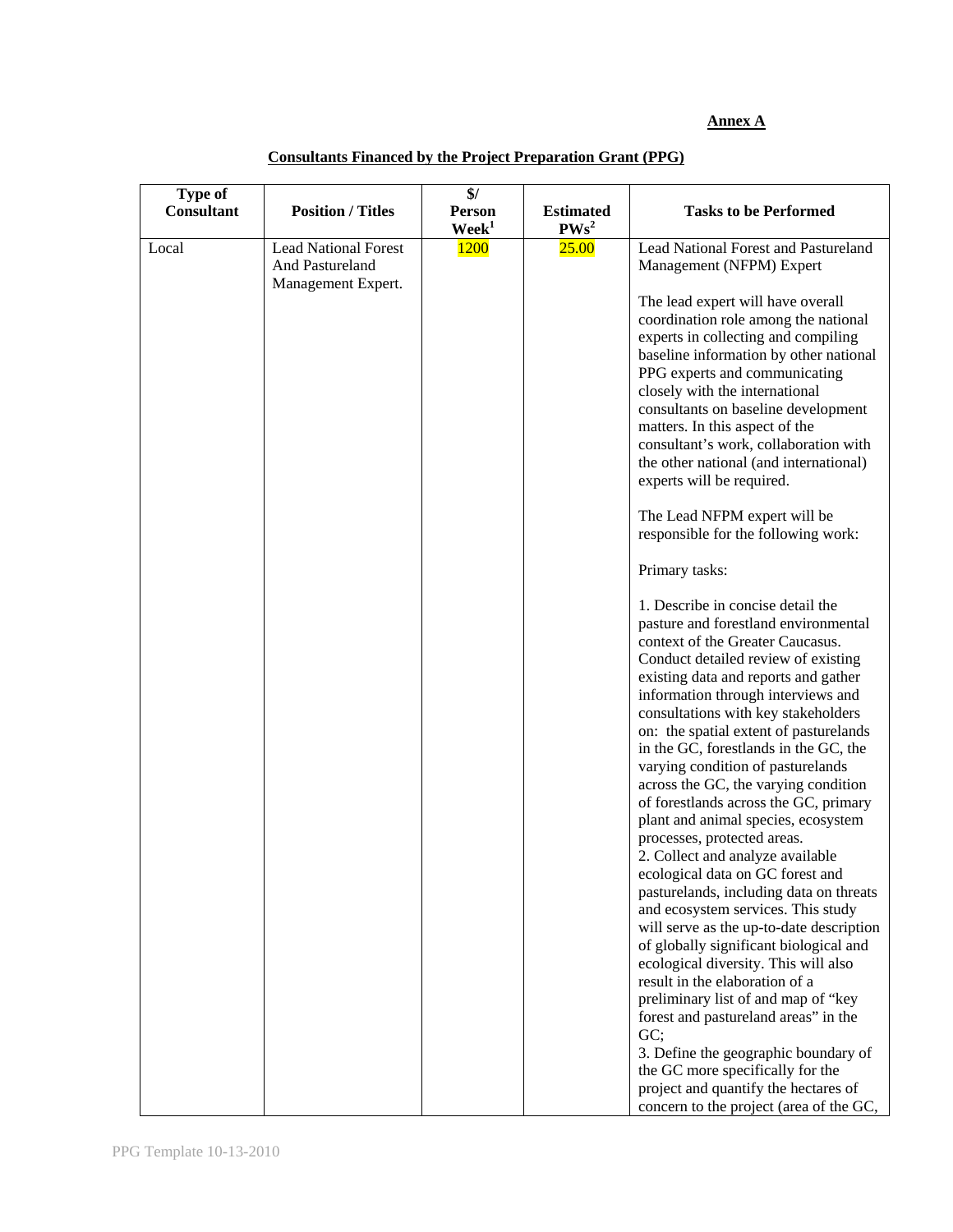**Annex A**

**Consultants Financed by the Project Preparation Grant (PPG)**

| Type of Consultant | Position / Titles | $/ Person Week[1] | Estimated PWs[2] | Tasks to be Performed |
|---|---|---|---|---|
| Local | Lead National Forest And Pastureland Management Expert. | 1200 | 25.00 | Lead National Forest and Pastureland Management (NFPM) Expert<br><br>The lead expert will have overall coordination role among the national experts in collecting and compiling baseline information by other national PPG experts and communicating closely with the international consultants on baseline development matters. In this aspect of the consultant's work, collaboration with the other national (and international) experts will be required.<br><br>The Lead NFPM expert will be responsible for the following work:<br><br>Primary tasks:<br><br>1. Describe in concise detail the pasture and forestland environmental context of the Greater Caucasus. Conduct detailed review of existing existing data and reports and gather information through interviews and consultations with key stakeholders on: the spatial extent of pasturelands in the GC, forestlands in the GC, the varying condition of pasturelands across the GC, the varying condition of forestlands across the GC, primary plant and animal species, ecosystem processes, protected areas.<br>2. Collect and analyze available ecological data on GC forest and pasturelands, including data on threats and ecosystem services. This study will serve as the up-to-date description of globally significant biological and ecological diversity. This will also result in the elaboration of a preliminary list of and map of "key forest and pastureland areas" in the GC;<br>3. Define the geographic boundary of the GC more specifically for the project and quantify the hectares of concern to the project (area of the GC, |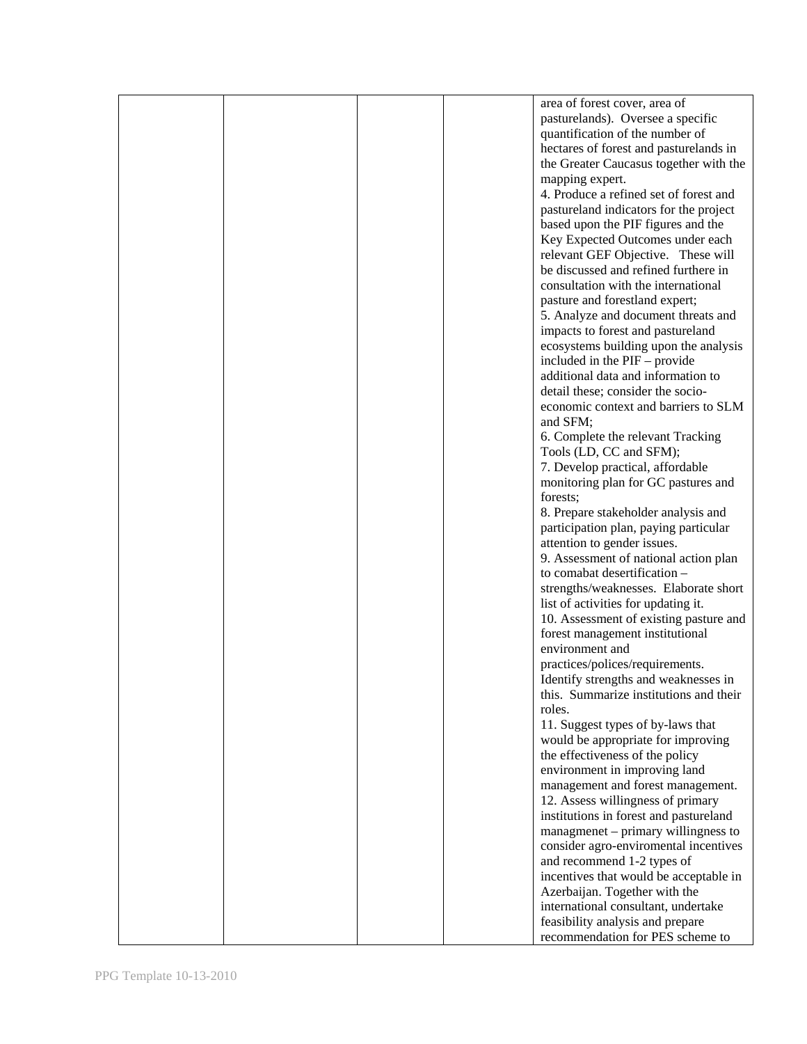| | | | | |
|---|---|---|---|---|
| | | | | area of forest cover, area of pasturelands). Oversee a specific quantification of the number of hectares of forest and pasturelands in the Greater Caucasus together with the mapping expert.<br>4. Produce a refined set of forest and pastureland indicators for the project based upon the PIF figures and the Key Expected Outcomes under each relevant GEF Objective. These will be discussed and refined furthere in consultation with the international pasture and forestland expert;<br>5. Analyze and document threats and impacts to forest and pastureland ecosystems building upon the analysis included in the PIF – provide additional data and information to detail these; consider the socio-economic context and barriers to SLM and SFM;<br>6. Complete the relevant Tracking Tools (LD, CC and SFM);<br>7. Develop practical, affordable monitoring plan for GC pastures and forests;<br>8. Prepare stakeholder analysis and participation plan, paying particular attention to gender issues.<br>9. Assessment of national action plan to comabat desertification – strengths/weaknesses. Elaborate short list of activities for updating it.<br>10. Assessment of existing pasture and forest management institutional environment and practices/polices/requirements. Identify strengths and weaknesses in this. Summarize institutions and their roles.<br>11. Suggest types of by-laws that would be appropriate for improving the effectiveness of the policy environment in improving land management and forest management.<br>12. Assess willingness of primary institutions in forest and pastureland managmenet – primary willingness to consider agro-enviromental incentives and recommend 1-2 types of incentives that would be acceptable in Azerbaijan. Together with the international consultant, undertake feasibility analysis and prepare recommendation for PES scheme to |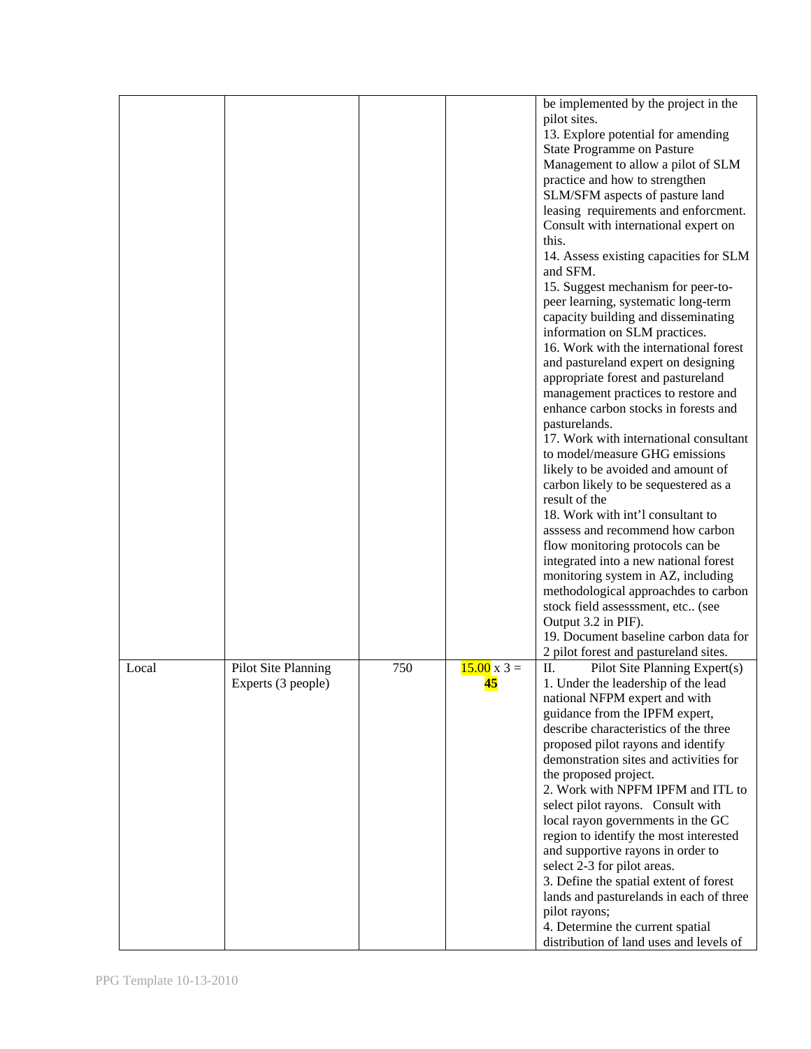| | | | | |
|---|---|---|---|---|
| | | | | be implemented by the project in the pilot sites.<br>13. Explore potential for amending State Programme on Pasture Management to allow a pilot of SLM practice and how to strengthen SLM/SFM aspects of pasture land leasing requirements and enforcment. Consult with international expert on this.<br>14. Assess existing capacities for SLM and SFM.<br>15. Suggest mechanism for peer-to-peer learning, systematic long-term capacity building and disseminating information on SLM practices.<br>16. Work with the international forest and pastureland expert on designing appropriate forest and pastureland management practices to restore and enhance carbon stocks in forests and pasturelands.<br>17. Work with international consultant to model/measure GHG emissions likely to be avoided and amount of carbon likely to be sequestered as a result of the<br>18. Work with int'l consultant to asssess and recommend how carbon flow monitoring protocols can be integrated into a new national forest monitoring system in AZ, including methodological approachdes to carbon stock field assesssment, etc.. (see Output 3.2 in PIF).<br>19. Document baseline carbon data for 2 pilot forest and pastureland sites. |
| Local | Pilot Site Planning Experts (3 people) | 750 | 15.00 x 3 = **45** | II. Pilot Site Planning Expert(s)<br>1. Under the leadership of the lead national NFPM expert and with guidance from the IPFM expert, describe characteristics of the three proposed pilot rayons and identify demonstration sites and activities for the proposed project.<br>2. Work with NPFM IPFM and ITL to select pilot rayons. Consult with local rayon governments in the GC region to identify the most interested and supportive rayons in order to select 2-3 for pilot areas.<br>3. Define the spatial extent of forest lands and pasturelands in each of three pilot rayons;<br>4. Determine the current spatial distribution of land uses and levels of |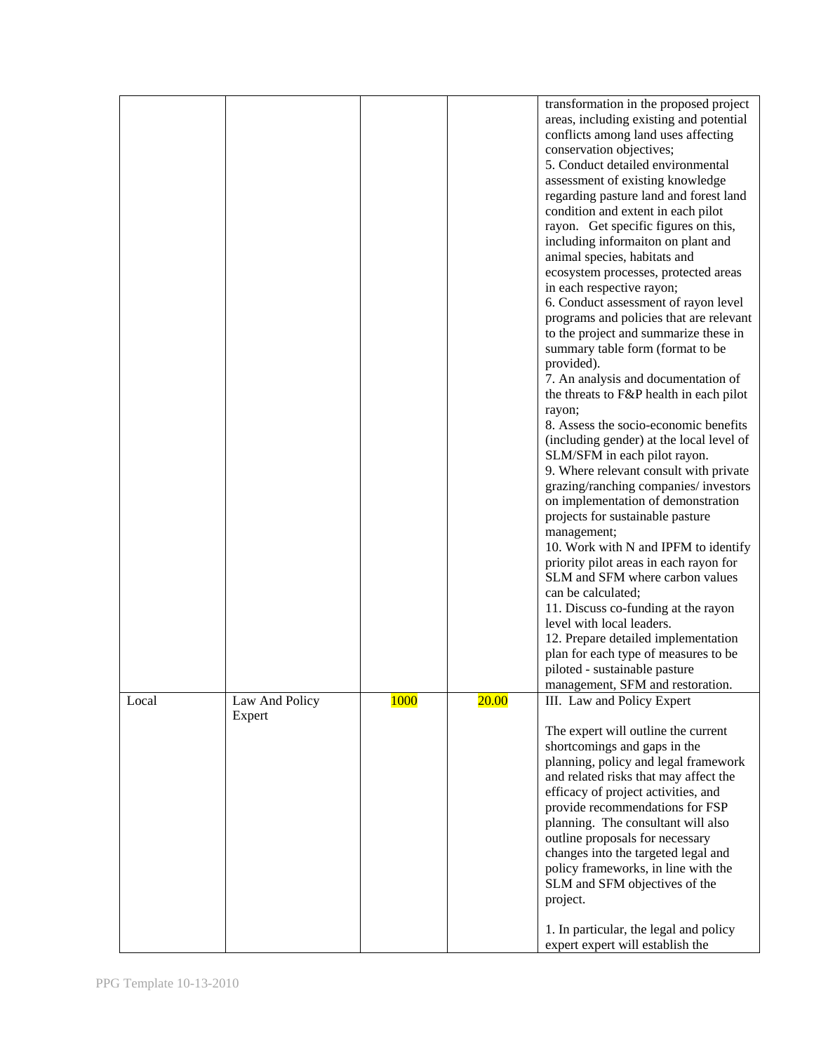| | | | | |
|---|---|---|---|---|
| | | | | transformation in the proposed project areas, including existing and potential conflicts among land uses affecting conservation objectives;<br>5. Conduct detailed environmental assessment of existing knowledge regarding pasture land and forest land condition and extent in each pilot rayon. Get specific figures on this, including informaiton on plant and animal species, habitats and ecosystem processes, protected areas in each respective rayon;<br>6. Conduct assessment of rayon level programs and policies that are relevant to the project and summarize these in summary table form (format to be provided).<br>7. An analysis and documentation of the threats to F&P health in each pilot rayon;<br>8. Assess the socio-economic benefits (including gender) at the local level of SLM/SFM in each pilot rayon.<br>9. Where relevant consult with private grazing/ranching companies/ investors on implementation of demonstration projects for sustainable pasture management;<br>10. Work with N and IPFM to identify priority pilot areas in each rayon for SLM and SFM where carbon values can be calculated;<br>11. Discuss co-funding at the rayon level with local leaders.<br>12. Prepare detailed implementation plan for each type of measures to be piloted - sustainable pasture management, SFM and restoration. |
| Local | Law And Policy Expert | 1000 | 20.00 | III. Law and Policy Expert<br><br>The expert will outline the current shortcomings and gaps in the planning, policy and legal framework and related risks that may affect the efficacy of project activities, and provide recommendations for FSP planning. The consultant will also outline proposals for necessary changes into the targeted legal and policy frameworks, in line with the SLM and SFM objectives of the project.<br><br>1. In particular, the legal and policy expert expert will establish the |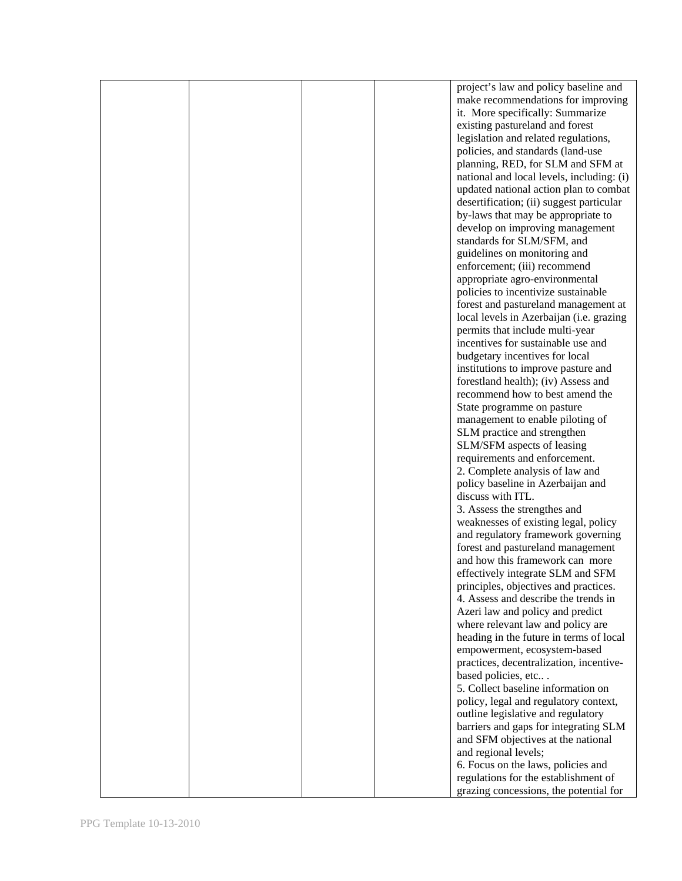| | | | | |
|---|---|---|---|---|
| | | | | project's law and policy baseline and make recommendations for improving it. More specifically: Summarize existing pastureland and forest legislation and related regulations, policies, and standards (land-use planning, RED, for SLM and SFM at national and local levels, including: (i) updated national action plan to combat desertification; (ii) suggest particular by-laws that may be appropriate to develop on improving management standards for SLM/SFM, and guidelines on monitoring and enforcement; (iii) recommend appropriate agro-environmental policies to incentivize sustainable forest and pastureland management at local levels in Azerbaijan (i.e. grazing permits that include multi-year incentives for sustainable use and budgetary incentives for local institutions to improve pasture and forestland health); (iv) Assess and recommend how to best amend the State programme on pasture management to enable piloting of SLM practice and strengthen SLM/SFM aspects of leasing requirements and enforcement.<br>2. Complete analysis of law and policy baseline in Azerbaijan and discuss with ITL.<br>3. Assess the strengthes and weaknesses of existing legal, policy and regulatory framework governing forest and pastureland management and how this framework can more effectively integrate SLM and SFM principles, objectives and practices.<br>4. Assess and describe the trends in Azeri law and policy and predict where relevant law and policy are heading in the future in terms of local empowerment, ecosystem-based practices, decentralization, incentive-based policies, etc.. .<br>5. Collect baseline information on policy, legal and regulatory context, outline legislative and regulatory barriers and gaps for integrating SLM and SFM objectives at the national and regional levels;<br>6. Focus on the laws, policies and regulations for the establishment of grazing concessions, the potential for |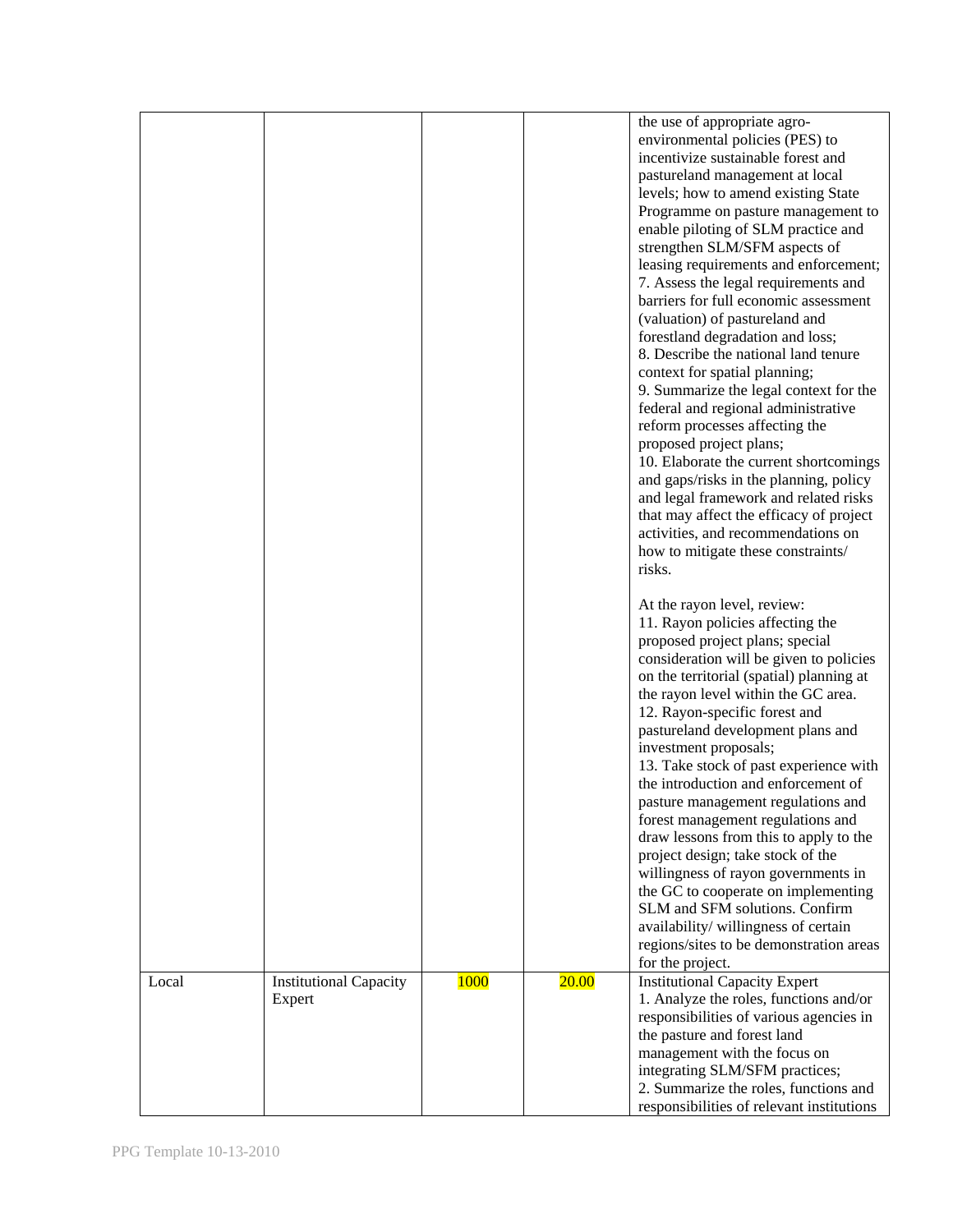| | | | | |
|---|---|---|---|---|
| | | | | the use of appropriate agro-environmental policies (PES) to incentivize sustainable forest and pastureland management at local levels; how to amend existing State Programme on pasture management to enable piloting of SLM practice and strengthen SLM/SFM aspects of leasing requirements and enforcement;<br>7. Assess the legal requirements and barriers for full economic assessment (valuation) of pastureland and forestland degradation and loss;<br>8. Describe the national land tenure context for spatial planning;<br>9. Summarize the legal context for the federal and regional administrative reform processes affecting the proposed project plans;<br>10. Elaborate the current shortcomings and gaps/risks in the planning, policy and legal framework and related risks that may affect the efficacy of project activities, and recommendations on how to mitigate these constraints/ risks.<br><br>At the rayon level, review:<br>11. Rayon policies affecting the proposed project plans; special consideration will be given to policies on the territorial (spatial) planning at the rayon level within the GC area.<br>12. Rayon-specific forest and pastureland development plans and investment proposals;<br>13. Take stock of past experience with the introduction and enforcement of pasture management regulations and forest management regulations and draw lessons from this to apply to the project design; take stock of the willingness of rayon governments in the GC to cooperate on implementing SLM and SFM solutions. Confirm availability/ willingness of certain regions/sites to be demonstration areas for the project. |
| Local | Institutional Capacity Expert | 1000 | 20.00 | Institutional Capacity Expert<br>1. Analyze the roles, functions and/or responsibilities of various agencies in the pasture and forest land management with the focus on integrating SLM/SFM practices;<br>2. Summarize the roles, functions and responsibilities of relevant institutions |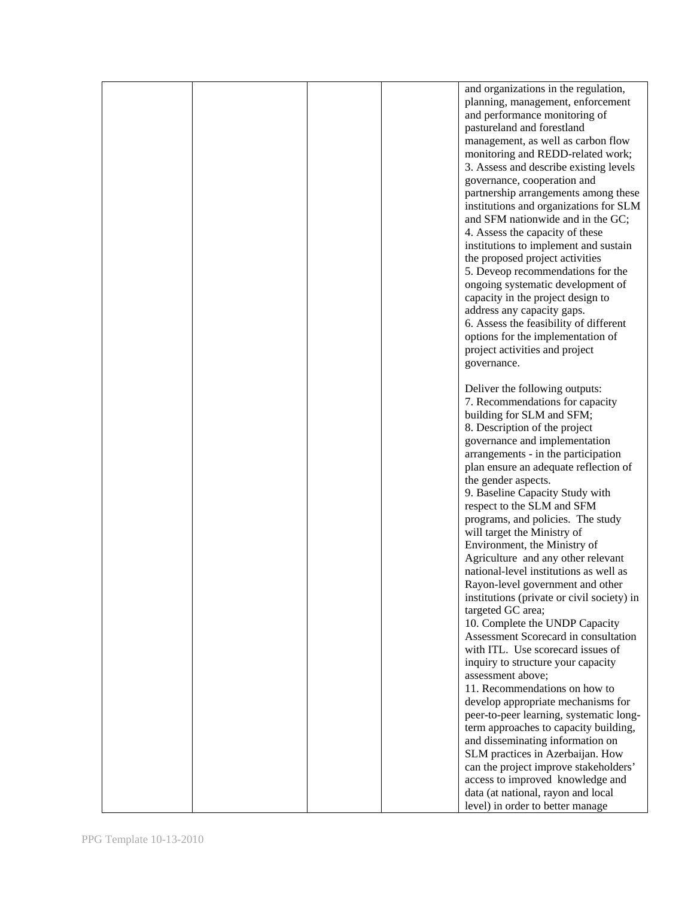| | | | | and organizations in the regulation, planning, management, enforcement and performance monitoring of pastureland and forestland management, as well as carbon flow monitoring and REDD-related work;<br>3. Assess and describe existing levels governance, cooperation and partnership arrangements among these institutions and organizations for SLM and SFM nationwide and in the GC;<br>4. Assess the capacity of these institutions to implement and sustain the proposed project activities<br>5. Deveop recommendations for the ongoing systematic development of capacity in the project design to address any capacity gaps.<br>6. Assess the feasibility of different options for the implementation of project activities and project governance.<br><br>Deliver the following outputs:<br>7. Recommendations for capacity building for SLM and SFM;<br>8. Description of the project governance and implementation arrangements - in the participation plan ensure an adequate reflection of the gender aspects.<br>9. Baseline Capacity Study with respect to the SLM and SFM programs, and policies. The study will target the Ministry of Environment, the Ministry of Agriculture and any other relevant national-level institutions as well as Rayon-level government and other institutions (private or civil society) in targeted GC area;<br>10. Complete the UNDP Capacity Assessment Scorecard in consultation with ITL. Use scorecard issues of inquiry to structure your capacity assessment above;<br>11. Recommendations on how to develop appropriate mechanisms for peer-to-peer learning, systematic long-term approaches to capacity building, and disseminating information on SLM practices in Azerbaijan. How can the project improve stakeholders' access to improved knowledge and data (at national, rayon and local level) in order to better manage |
|---|---|---|---|---|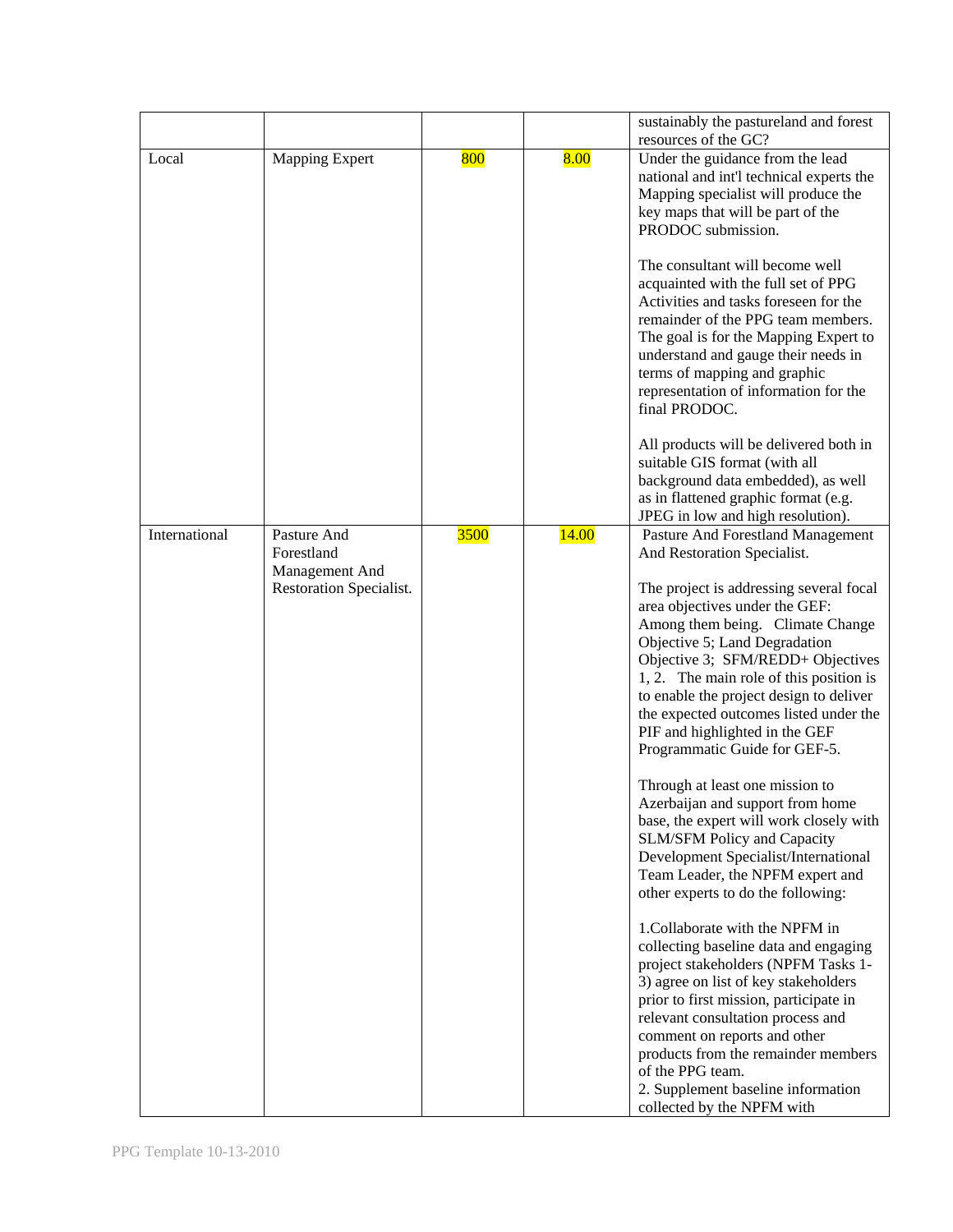| | | | | |
|---|---|---|---|---|
| | | | | sustainably the pastureland and forest resources of the GC? |
| Local | Mapping Expert | 800 | 8.00 | Under the guidance from the lead national and int'l technical experts the Mapping specialist will produce the key maps that will be part of the PRODOC submission.<br><br>The consultant will become well acquainted with the full set of PPG Activities and tasks foreseen for the remainder of the PPG team members. The goal is for the Mapping Expert to understand and gauge their needs in terms of mapping and graphic representation of information for the final PRODOC.<br><br>All products will be delivered both in suitable GIS format (with all background data embedded), as well as in flattened graphic format (e.g. JPEG in low and high resolution). |
| International | Pasture And Forestland Management And Restoration Specialist. | 3500 | 14.00 | Pasture And Forestland Management And Restoration Specialist.<br><br>The project is addressing several focal area objectives under the GEF: Among them being. Climate Change Objective 5; Land Degradation Objective 3; SFM/REDD+ Objectives 1, 2. The main role of this position is to enable the project design to deliver the expected outcomes listed under the PIF and highlighted in the GEF Programmatic Guide for GEF-5.<br><br>Through at least one mission to Azerbaijan and support from home base, the expert will work closely with SLM/SFM Policy and Capacity Development Specialist/International Team Leader, the NPFM expert and other experts to do the following:<br><br>1.Collaborate with the NPFM in collecting baseline data and engaging project stakeholders (NPFM Tasks 1-3) agree on list of key stakeholders prior to first mission, participate in relevant consultation process and comment on reports and other products from the remainder members of the PPG team.<br>2. Supplement baseline information collected by the NPFM with |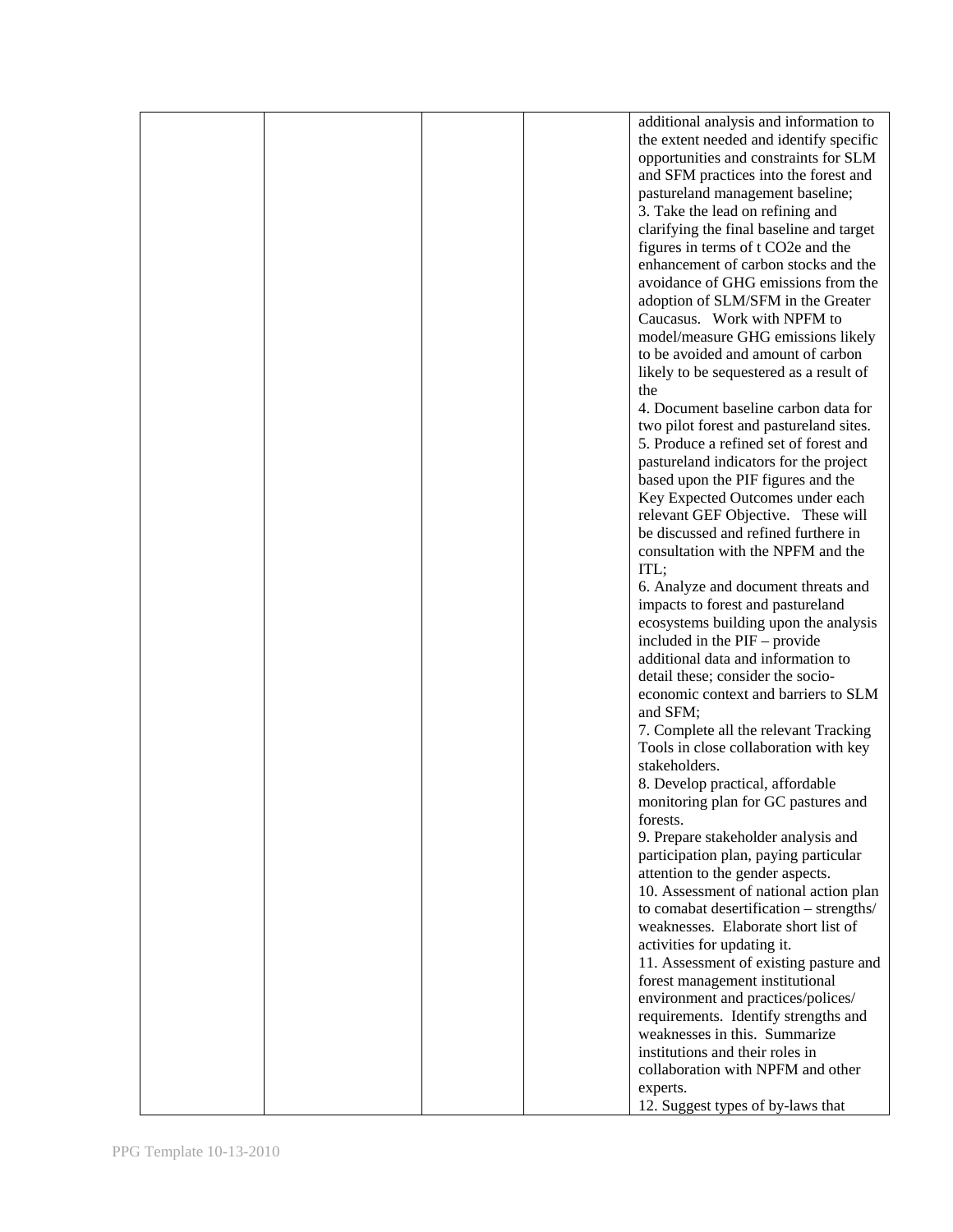| | | | | |
|---|---|---|---|---|
| | | | | additional analysis and information to the extent needed and identify specific opportunities and constraints for SLM and SFM practices into the forest and pastureland management baseline;<br>3. Take the lead on refining and clarifying the final baseline and target figures in terms of t $CO_2$e and the enhancement of carbon stocks and the avoidance of GHG emissions from the adoption of SLM/SFM in the Greater Caucasus. Work with NPFM to model/measure GHG emissions likely to be avoided and amount of carbon likely to be sequestered as a result of the<br>4. Document baseline carbon data for two pilot forest and pastureland sites.<br>5. Produce a refined set of forest and pastureland indicators for the project based upon the PIF figures and the Key Expected Outcomes under each relevant GEF Objective. These will be discussed and refined furthere in consultation with the NPFM and the ITL;<br>6. Analyze and document threats and impacts to forest and pastureland ecosystems building upon the analysis included in the PIF – provide additional data and information to detail these; consider the socio-economic context and barriers to SLM and SFM;<br>7. Complete all the relevant Tracking Tools in close collaboration with key stakeholders.<br>8. Develop practical, affordable monitoring plan for GC pastures and forests.<br>9. Prepare stakeholder analysis and participation plan, paying particular attention to the gender aspects.<br>10. Assessment of national action plan to comabat desertification – strengths/ weaknesses. Elaborate short list of activities for updating it.<br>11. Assessment of existing pasture and forest management institutional environment and practices/polices/ requirements. Identify strengths and weaknesses in this. Summarize institutions and their roles in collaboration with NPFM and other experts.<br>12. Suggest types of by-laws that |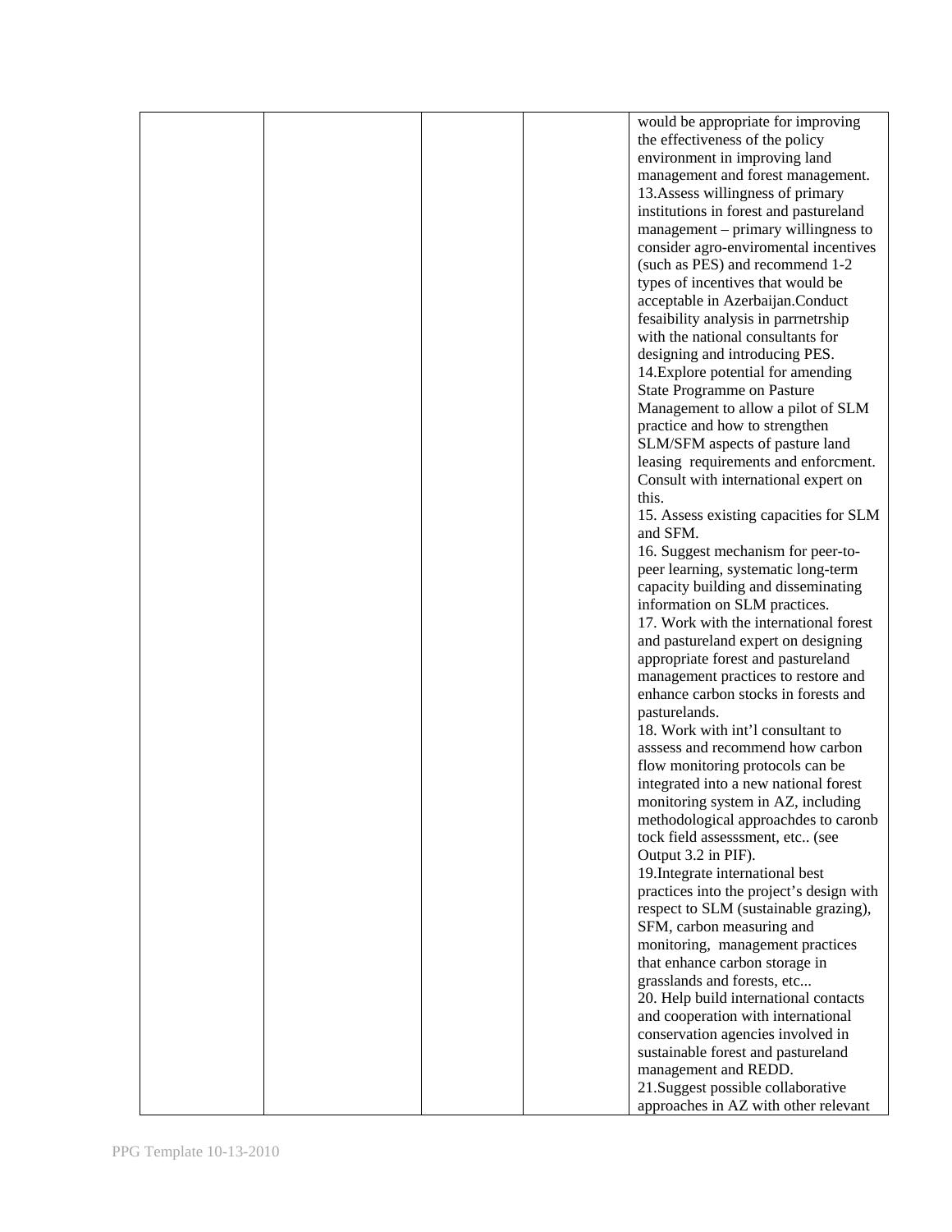| | | | | would be appropriate for improving the effectiveness of the policy environment in improving land management and forest management.<br>13.Assess willingness of primary institutions in forest and pastureland management – primary willingness to consider agro-enviromental incentives (such as PES) and recommend 1-2 types of incentives that would be acceptable in Azerbaijan.Conduct fesaibility analysis in parrnetrship with the national consultants for designing and introducing PES.<br>14.Explore potential for amending State Programme on Pasture Management to allow a pilot of SLM practice and how to strengthen SLM/SFM aspects of pasture land leasing requirements and enforcment. Consult with international expert on this.<br>15. Assess existing capacities for SLM and SFM.<br>16. Suggest mechanism for peer-to-peer learning, systematic long-term capacity building and disseminating information on SLM practices.<br>17. Work with the international forest and pastureland expert on designing appropriate forest and pastureland management practices to restore and enhance carbon stocks in forests and pasturelands.<br>18. Work with int'l consultant to asssess and recommend how carbon flow monitoring protocols can be integrated into a new national forest monitoring system in AZ, including methodological approachdes to caronb tock field assesssment, etc.. (see Output 3.2 in PIF).<br>19.Integrate international best practices into the project's design with respect to SLM (sustainable grazing), SFM, carbon measuring and monitoring, management practices that enhance carbon storage in grasslands and forests, etc...<br>20. Help build international contacts and cooperation with international conservation agencies involved in sustainable forest and pastureland management and REDD.<br>21.Suggest possible collaborative approaches in AZ with other relevant |
|---|---|---|---|---|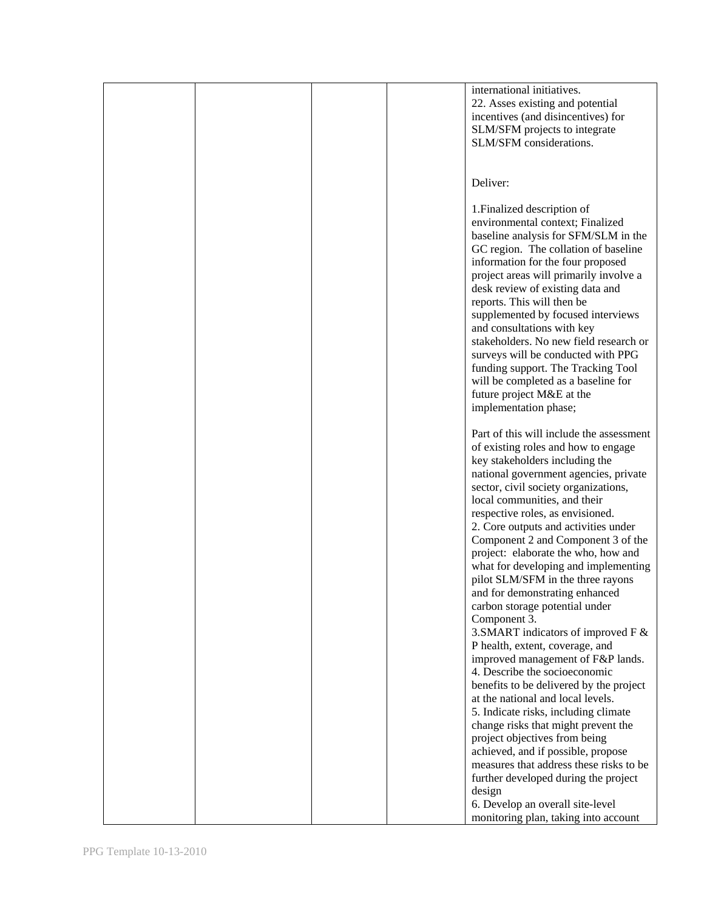| | | | | international initiatives.<br>22. Asses existing and potential incentives (and disincentives) for SLM/SFM projects to integrate SLM/SFM considerations.<br><br><br>Deliver:<br><br>1.Finalized description of environmental context; Finalized baseline analysis for SFM/SLM in the GC region. The collation of baseline information for the four proposed project areas will primarily involve a desk review of existing data and reports. This will then be supplemented by focused interviews and consultations with key stakeholders. No new field research or surveys will be conducted with PPG funding support. The Tracking Tool will be completed as a baseline for future project M&E at the implementation phase;<br><br>Part of this will include the assessment of existing roles and how to engage key stakeholders including the national government agencies, private sector, civil society organizations, local communities, and their respective roles, as envisioned.<br>2. Core outputs and activities under Component 2 and Component 3 of the project: elaborate the who, how and what for developing and implementing pilot SLM/SFM in the three rayons and for demonstrating enhanced carbon storage potential under Component 3.<br>3.SMART indicators of improved F & P health, extent, coverage, and improved management of F&P lands.<br>4. Describe the socioeconomic benefits to be delivered by the project at the national and local levels.<br>5. Indicate risks, including climate change risks that might prevent the project objectives from being achieved, and if possible, propose measures that address these risks to be further developed during the project design<br>6. Develop an overall site-level monitoring plan, taking into account |
|---|---|---|---|---|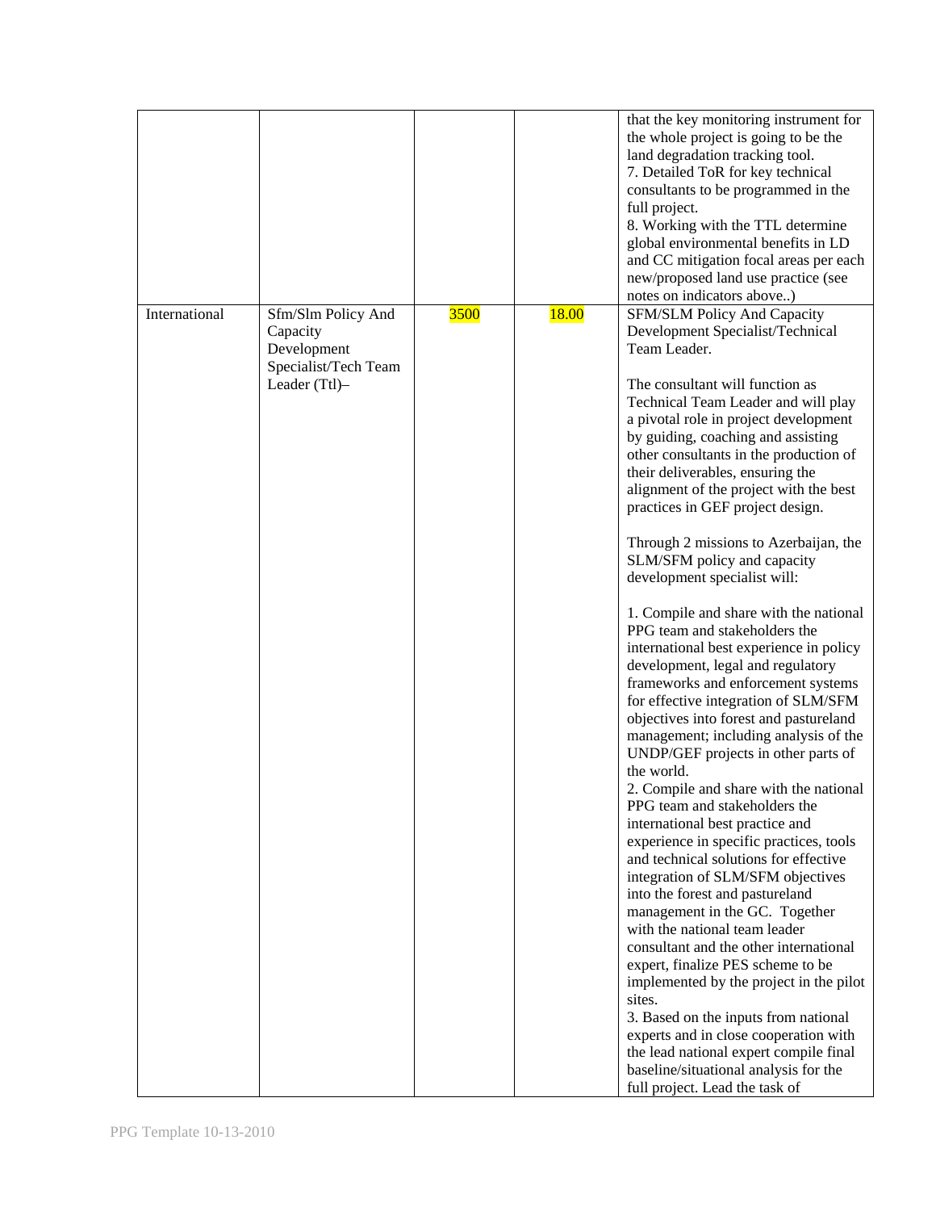| | | | | |
|---|---|---|---|---|
| | | | | that the key monitoring instrument for the whole project is going to be the land degradation tracking tool.<br>7. Detailed ToR for key technical consultants to be programmed in the full project.<br>8. Working with the TTL determine global environmental benefits in LD and CC mitigation focal areas per each new/proposed land use practice (see notes on indicators above..) |
| International | Sfm/Slm Policy And Capacity Development Specialist/Tech Team Leader (Ttl)– | 3500 | 18.00 | SFM/SLM Policy And Capacity Development Specialist/Technical Team Leader.<br><br>The consultant will function as Technical Team Leader and will play a pivotal role in project development by guiding, coaching and assisting other consultants in the production of their deliverables, ensuring the alignment of the project with the best practices in GEF project design.<br><br>Through 2 missions to Azerbaijan, the SLM/SFM policy and capacity development specialist will:<br><br>1. Compile and share with the national PPG team and stakeholders the international best experience in policy development, legal and regulatory frameworks and enforcement systems for effective integration of SLM/SFM objectives into forest and pastureland management; including analysis of the UNDP/GEF projects in other parts of the world.<br>2. Compile and share with the national PPG team and stakeholders the international best practice and experience in specific practices, tools and technical solutions for effective integration of SLM/SFM objectives into the forest and pastureland management in the GC. Together with the national team leader consultant and the other international expert, finalize PES scheme to be implemented by the project in the pilot sites.<br>3. Based on the inputs from national experts and in close cooperation with the lead national expert compile final baseline/situational analysis for the full project. Lead the task of |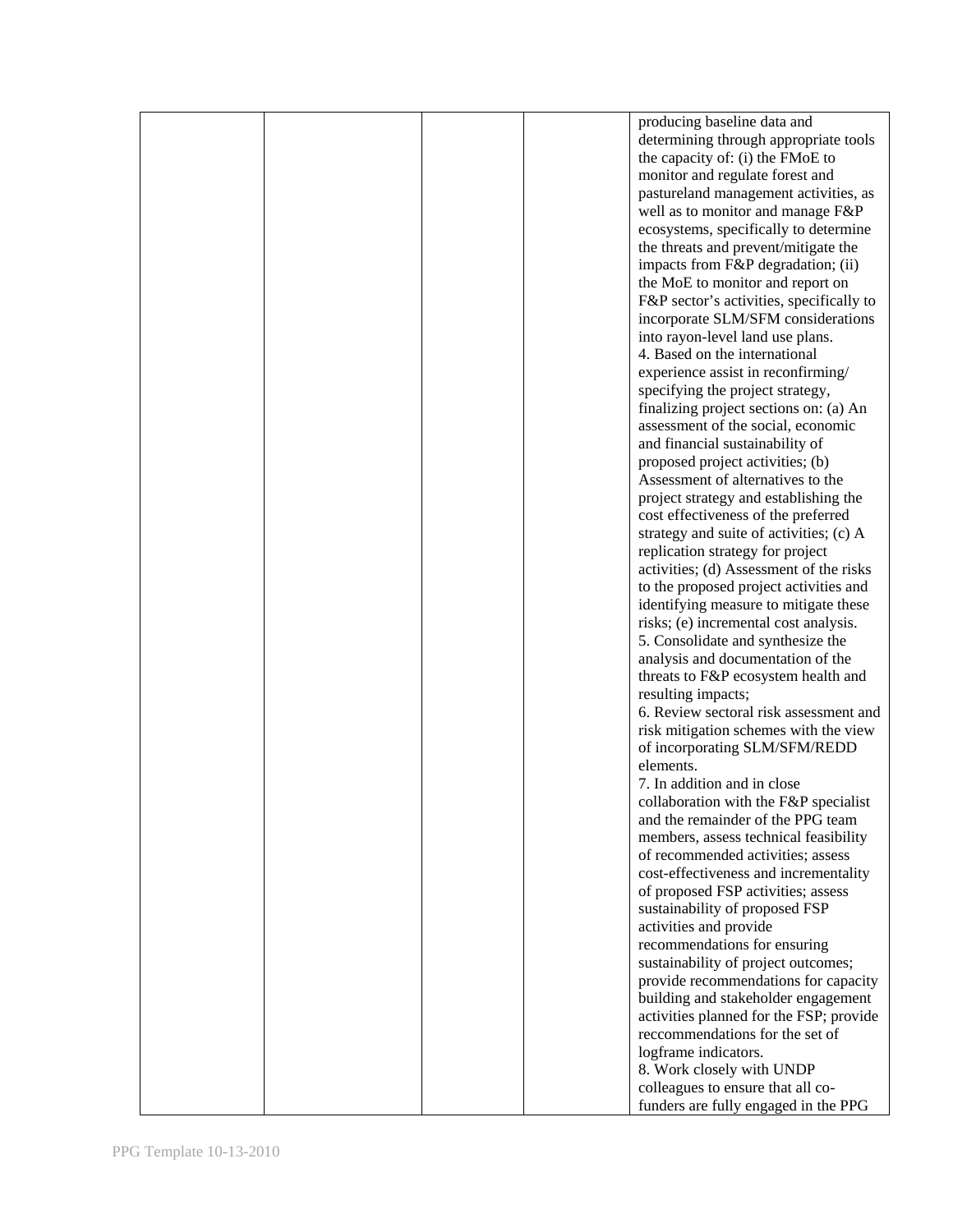| | | | | |
|---|---|---|---|---|
| | | | | producing baseline data and determining through appropriate tools the capacity of: (i) the FMoE to monitor and regulate forest and pastureland management activities, as well as to monitor and manage F&P ecosystems, specifically to determine the threats and prevent/mitigate the impacts from F&P degradation; (ii) the MoE to monitor and report on F&P sector's activities, specifically to incorporate SLM/SFM considerations into rayon-level land use plans.<br>4. Based on the international experience assist in reconfirming/ specifying the project strategy, finalizing project sections on: (a) An assessment of the social, economic and financial sustainability of proposed project activities; (b) Assessment of alternatives to the project strategy and establishing the cost effectiveness of the preferred strategy and suite of activities; (c) A replication strategy for project activities; (d) Assessment of the risks to the proposed project activities and identifying measure to mitigate these risks; (e) incremental cost analysis.<br>5. Consolidate and synthesize the analysis and documentation of the threats to F&P ecosystem health and resulting impacts;<br>6. Review sectoral risk assessment and risk mitigation schemes with the view of incorporating SLM/SFM/REDD elements.<br>7. In addition and in close collaboration with the F&P specialist and the remainder of the PPG team members, assess technical feasibility of recommended activities; assess cost-effectiveness and incrementality of proposed FSP activities; assess sustainability of proposed FSP activities and provide recommendations for ensuring sustainability of project outcomes; provide recommendations for capacity building and stakeholder engagement activities planned for the FSP; provide reccommendations for the set of logframe indicators.<br>8. Work closely with UNDP colleagues to ensure that all co-funders are fully engaged in the PPG |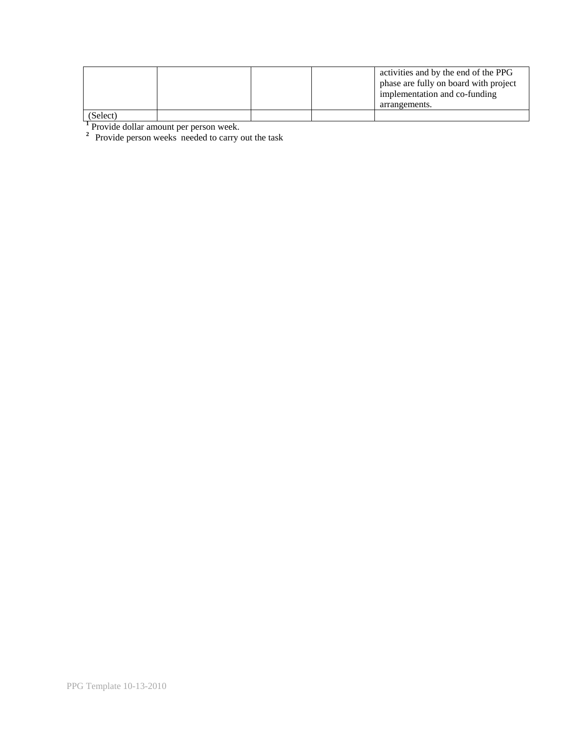| | | | | |
|---|---|---|---|---|
| | | | | activities and by the end of the PPG phase are fully on board with project implementation and co-funding arrangements. |
| (Select) | | | | |

[1] Provide dollar amount per person week.

[2] Provide person weeks needed to carry out the task